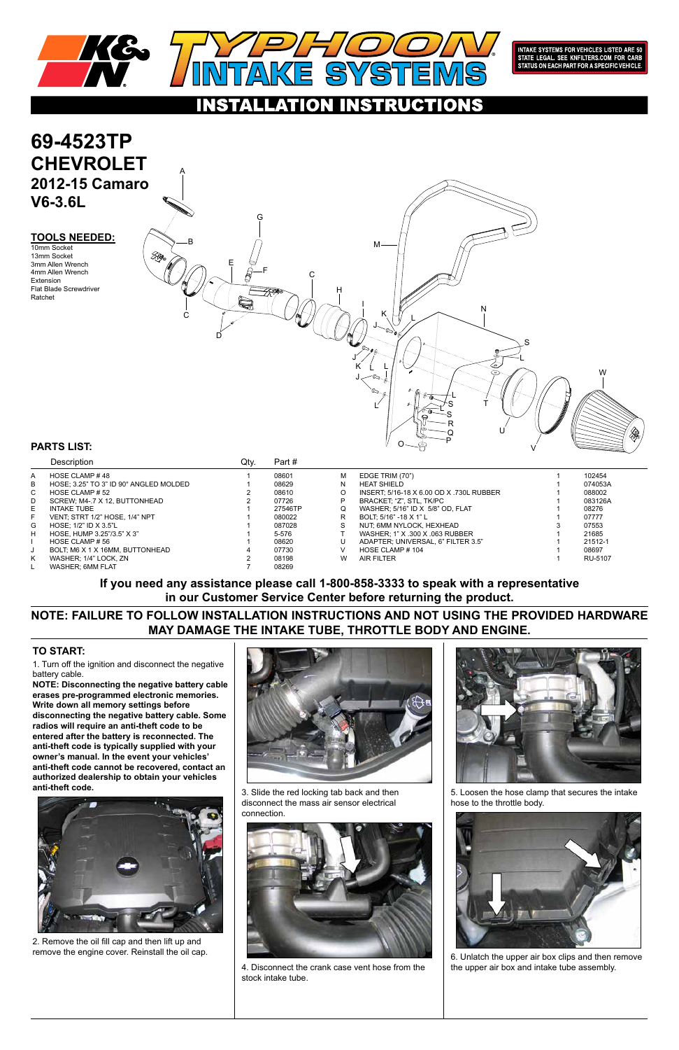# K&N TYPHOON INTAKE SYSTEMS

INTAKE SYSTEMS FOR VEHICLES LISTED ARE 50 STATE LEGAL. SEE KNFILTERS.COM FOR CARB STATUS ON EACH PART FOR A SPECIFIC VEHICLE.

## INSTALLATION INSTRUCTIONS

# 69-4523TP
# CHEVROLET
## 2012-15 Camaro
## V6-3.6L

### TOOLS NEEDED:
10mm Socket
13mm Socket
3mm Allen Wrench
4mm Allen Wrench
Extension
Flat Blade Screwdriver
Ratchet

### PARTS LIST:

| | Description | Qty. | Part # | | Description | Qty. | Part # |
|---|---|---|---|---|---|---|---|
| A | HOSE CLAMP # 48 | 1 | 08601 | M | EDGE TRIM (70") | 1 | 102454 |
| B | HOSE; 3.25" TO 3" ID 90° ANGLED MOLDED | 1 | 08629 | N | HEAT SHIELD | 1 | 074053A |
| C | HOSE CLAMP # 52 | 2 | 08610 | O | INSERT; 5/16-18 X 6.00 OD X .730L RUBBER | 1 | 088002 |
| D | SCREW; M4-.7 X 12, BUTTONHEAD | 2 | 07726 | P | BRACKET; "Z", STL, TK/PC | 1 | 083126A |
| E | INTAKE TUBE | 1 | 27546TP | Q | WASHER; 5/16" ID X 5/8" OD, FLAT | 1 | 08276 |
| F | VENT; STRT 1/2" HOSE, 1/4" NPT | 1 | 080022 | R | BOLT; 5/16" -18 X 1" L | 1 | 07777 |
| G | HOSE; 1/2" ID X 3.5"L | 1 | 087028 | S | NUT; 6MM NYLOCK, HEXHEAD | 3 | 07553 |
| H | HOSE, HUMP 3.25"/3.5" X 3" | 1 | 5-576 | T | WASHER; 1" X .300 X .063 RUBBER | 1 | 21685 |
| I | HOSE CLAMP # 56 | 1 | 08620 | U | ADAPTER; UNIVERSAL, 6" FILTER 3.5" | 1 | 21512-1 |
| J | BOLT; M6 X 1 X 16MM, BUTTONHEAD | 4 | 07730 | V | HOSE CLAMP # 104 | 1 | 08697 |
| K | WASHER; 1/4" LOCK, ZN | 2 | 08198 | W | AIR FILTER | 1 | RU-5107 |
| L | WASHER; 6MM FLAT | 7 | 08269 | | | | |

**If you need any assistance please call 1-800-858-3333 to speak with a representative in our Customer Service Center before returning the product.**

**NOTE: FAILURE TO FOLLOW INSTALLATION INSTRUCTIONS AND NOT USING THE PROVIDED HARDWARE MAY DAMAGE THE INTAKE TUBE, THROTTLE BODY AND ENGINE.**

### TO START:

1. Turn off the ignition and disconnect the negative battery cable.

**NOTE: Disconnecting the negative battery cable erases pre-programmed electronic memories. Write down all memory settings before disconnecting the negative battery cable. Some radios will require an anti-theft code to be entered after the battery is reconnected. The anti-theft code is typically supplied with your owner's manual. In the event your vehicles' anti-theft code cannot be recovered, contact an authorized dealership to obtain your vehicles anti-theft code.**

2. Remove the oil fill cap and then lift up and remove the engine cover. Reinstall the oil cap.

3. Slide the red locking tab back and then disconnect the mass air sensor electrical connection.

4. Disconnect the crank case vent hose from the stock intake tube.

5. Loosen the hose clamp that secures the intake hose to the throttle body.

6. Unlatch the upper air box clips and then remove the upper air box and intake tube assembly.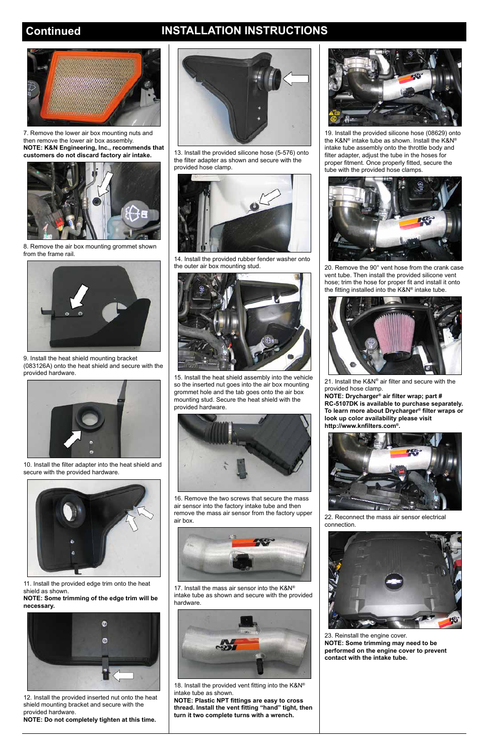## Continued

# INSTALLATION INSTRUCTIONS

7. Remove the lower air box mounting nuts and then remove the lower air box assembly.
**NOTE: K&N Engineering, Inc., recommends that customers do not discard factory air intake.**

8. Remove the air box mounting grommet shown from the frame rail.

9. Install the heat shield mounting bracket (083126A) onto the heat shield and secure with the provided hardware.

10. Install the filter adapter into the heat shield and secure with the provided hardware.

11. Install the provided edge trim onto the heat shield as shown.
**NOTE: Some trimming of the edge trim will be necessary.**

12. Install the provided inserted nut onto the heat shield mounting bracket and secure with the provided hardware.
**NOTE: Do not completely tighten at this time.**

13. Install the provided silicone hose (5-576) onto the filter adapter as shown and secure with the provided hose clamp.

14. Install the provided rubber fender washer onto the outer air box mounting stud.

15. Install the heat shield assembly into the vehicle so the inserted nut goes into the air box mounting grommet hole and the tab goes onto the air box mounting stud. Secure the heat shield with the provided hardware.

16. Remove the two screws that secure the mass air sensor into the factory intake tube and then remove the mass air sensor from the factory upper air box.

17. Install the mass air sensor into the K&N® intake tube as shown and secure with the provided hardware.

18. Install the provided vent fitting into the K&N® intake tube as shown.
**NOTE: Plastic NPT fittings are easy to cross thread. Install the vent fitting "hand" tight, then turn it two complete turns with a wrench.**

19. Install the provided silicone hose (08629) onto the K&N® intake tube as shown. Install the K&N® intake tube assembly onto the throttle body and filter adapter, adjust the tube in the hoses for proper fitment. Once properly fitted, secure the tube with the provided hose clamps.

20. Remove the 90° vent hose from the crank case vent tube. Then install the provided silicone vent hose; trim the hose for proper fit and install it onto the fitting installed into the K&N® intake tube.

21. Install the K&N® air filter and secure with the provided hose clamp.
**NOTE: Drycharger® air filter wrap; part # RC-5107DK is available to purchase separately. To learn more about Drycharger® filter wraps or look up color availability please visit http://www.knfilters.com®.**

22. Reconnect the mass air sensor electrical connection.

23. Reinstall the engine cover.
**NOTE: Some trimming may need to be performed on the engine cover to prevent contact with the intake tube.**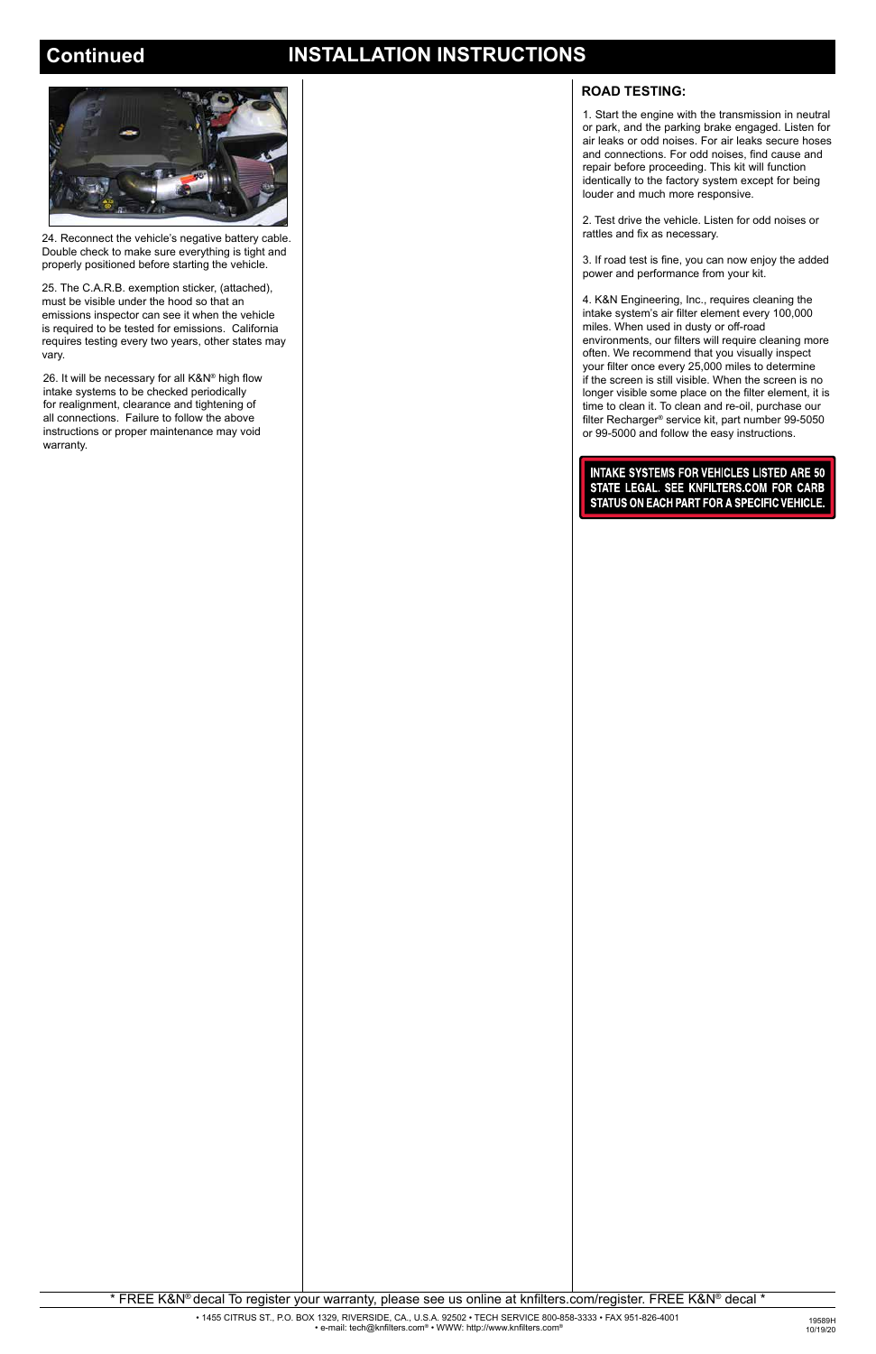# Continued INSTALLATION INSTRUCTIONS

24. Reconnect the vehicle's negative battery cable. Double check to make sure everything is tight and properly positioned before starting the vehicle.

25. The C.A.R.B. exemption sticker, (attached), must be visible under the hood so that an emissions inspector can see it when the vehicle is required to be tested for emissions. California requires testing every two years, other states may vary.

26. It will be necessary for all K&N® high flow intake systems to be checked periodically for realignment, clearance and tightening of all connections. Failure to follow the above instructions or proper maintenance may void warranty.

## ROAD TESTING:

1. Start the engine with the transmission in neutral or park, and the parking brake engaged. Listen for air leaks or odd noises. For air leaks secure hoses and connections. For odd noises, find cause and repair before proceeding. This kit will function identically to the factory system except for being louder and much more responsive.

2. Test drive the vehicle. Listen for odd noises or rattles and fix as necessary.

3. If road test is fine, you can now enjoy the added power and performance from your kit.

4. K&N Engineering, Inc., requires cleaning the intake system's air filter element every 100,000 miles. When used in dusty or off-road environments, our filters will require cleaning more often. We recommend that you visually inspect your filter once every 25,000 miles to determine if the screen is still visible. When the screen is no longer visible some place on the filter element, it is time to clean it. To clean and re-oil, purchase our filter Recharger® service kit, part number 99-5050 or 99-5000 and follow the easy instructions.

**INTAKE SYSTEMS FOR VEHICLES LISTED ARE 50 STATE LEGAL. SEE KNFILTERS.COM FOR CARB STATUS ON EACH PART FOR A SPECIFIC VEHICLE.**

* FREE K&N® decal To register your warranty, please see us online at knfilters.com/register. FREE K&N® decal *

• 1455 CITRUS ST., P.O. BOX 1329, RIVERSIDE, CA., U.S.A. 92502 • TECH SERVICE 800-858-3333 • FAX 951-826-4001
• e-mail: tech@knfilters.com® • WWW: http://www.knfilters.com®

19589H
10/19/20